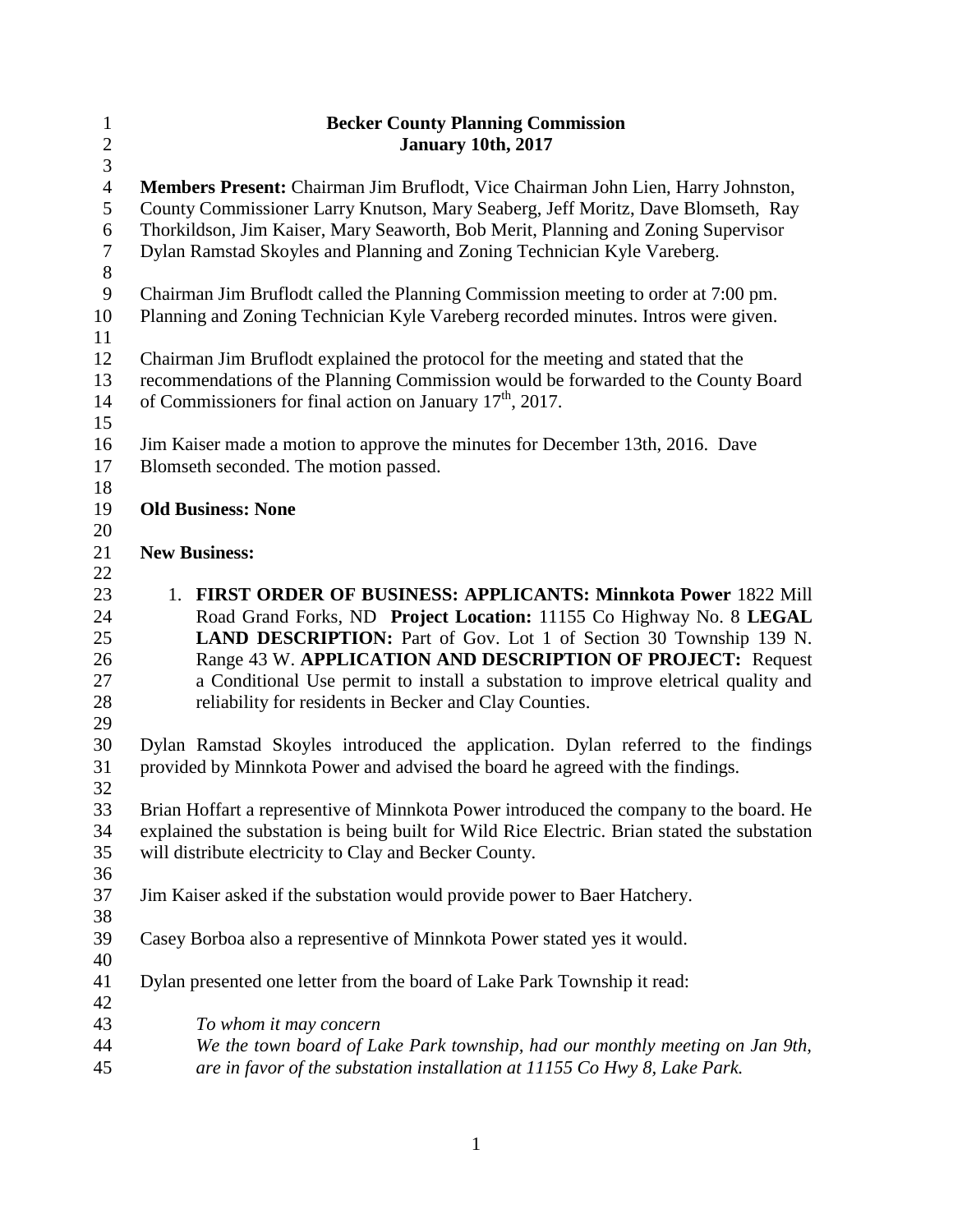# Becker County Planning Commission
## January 10th, 2017

**Members Present:** Chairman Jim Bruflodt, Vice Chairman John Lien, Harry Johnston, County Commissioner Larry Knutson, Mary Seaberg, Jeff Moritz, Dave Blomseth, Ray Thorkildson, Jim Kaiser, Mary Seaworth, Bob Merit, Planning and Zoning Supervisor Dylan Ramstad Skoyles and Planning and Zoning Technician Kyle Vareberg.

Chairman Jim Bruflodt called the Planning Commission meeting to order at 7:00 pm. Planning and Zoning Technician Kyle Vareberg recorded minutes. Intros were given.

Chairman Jim Bruflodt explained the protocol for the meeting and stated that the recommendations of the Planning Commission would be forwarded to the County Board of Commissioners for final action on January 17th, 2017.

Jim Kaiser made a motion to approve the minutes for December 13th, 2016. Dave Blomseth seconded. The motion passed.

**Old Business: None**

**New Business:**

1. **FIRST ORDER OF BUSINESS: APPLICANTS: Minnkota Power** 1822 Mill Road Grand Forks, ND **Project Location:** 11155 Co Highway No. 8 **LEGAL LAND DESCRIPTION:** Part of Gov. Lot 1 of Section 30 Township 139 N. Range 43 W. **APPLICATION AND DESCRIPTION OF PROJECT:** Request a Conditional Use permit to install a substation to improve eletrical quality and reliability for residents in Becker and Clay Counties.

Dylan Ramstad Skoyles introduced the application. Dylan referred to the findings provided by Minnkota Power and advised the board he agreed with the findings.

Brian Hoffart a representive of Minnkota Power introduced the company to the board. He explained the substation is being built for Wild Rice Electric. Brian stated the substation will distribute electricity to Clay and Becker County.

Jim Kaiser asked if the substation would provide power to Baer Hatchery.

Casey Borboa also a representive of Minnkota Power stated yes it would.

Dylan presented one letter from the board of Lake Park Township it read:

*To whom it may concern*
*We the town board of Lake Park township, had our monthly meeting on Jan 9th, are in favor of the substation installation at 11155 Co Hwy 8, Lake Park.*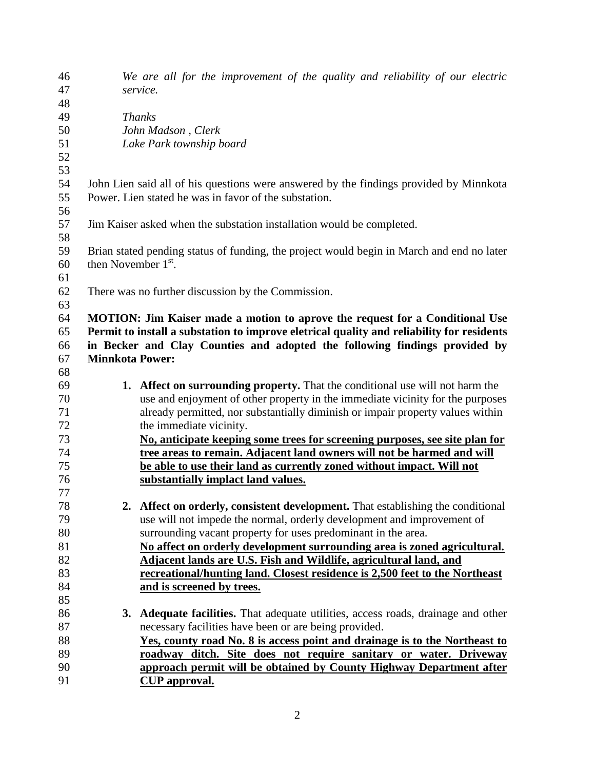*We are all for the improvement of the quality and reliability of our electric service.*

*Thanks*
*John Madson , Clerk*
*Lake Park township board*

John Lien said all of his questions were answered by the findings provided by Minnkota Power. Lien stated he was in favor of the substation.

Jim Kaiser asked when the substation installation would be completed.

Brian stated pending status of funding, the project would begin in March and end no later then November 1st.

There was no further discussion by the Commission.

**MOTION: Jim Kaiser made a motion to aprove the request for a Conditional Use Permit to install a substation to improve eletrical quality and reliability for residents in Becker and Clay Counties and adopted the following findings provided by Minnkota Power:**

1. **Affect on surrounding property.** That the conditional use will not harm the use and enjoyment of other property in the immediate vicinity for the purposes already permitted, nor substantially diminish or impair property values within the immediate vicinity.
   **No, anticipate keeping some trees for screening purposes, see site plan for tree areas to remain. Adjacent land owners will not be harmed and will be able to use their land as currently zoned without impact. Will not substantially implact land values.**

2. **Affect on orderly, consistent development.** That establishing the conditional use will not impede the normal, orderly development and improvement of surrounding vacant property for uses predominant in the area.
   **No affect on orderly development surrounding area is zoned agricultural. Adjacent lands are U.S. Fish and Wildlife, agricultural land, and recreational/hunting land. Closest residence is 2,500 feet to the Northeast and is screened by trees.**

3. **Adequate facilities.** That adequate utilities, access roads, drainage and other necessary facilities have been or are being provided.
   **Yes, county road No. 8 is access point and drainage is to the Northeast to roadway ditch. Site does not require sanitary or water. Driveway approach permit will be obtained by County Highway Department after CUP approval.**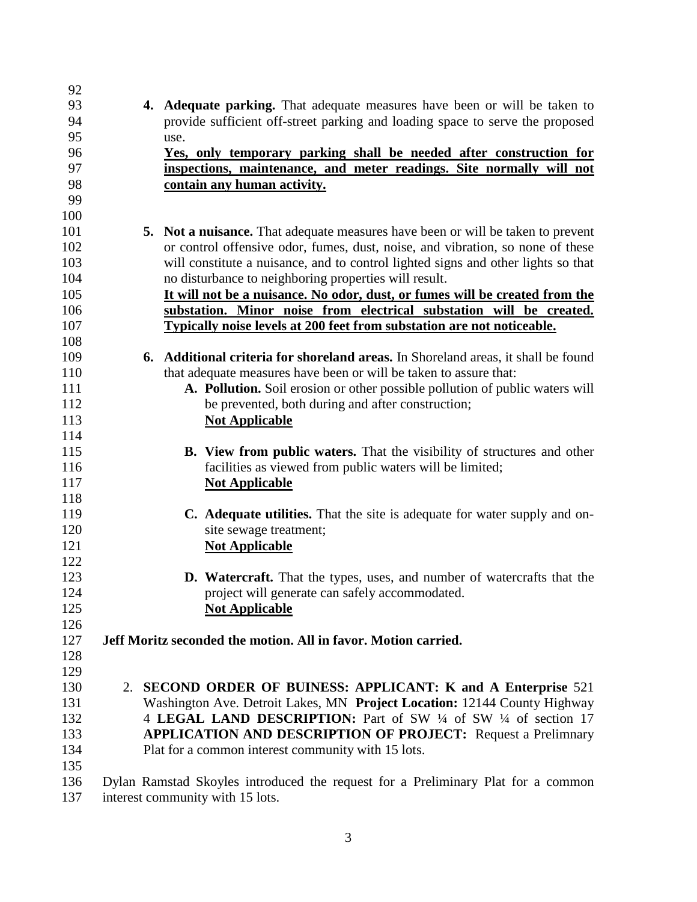4. **Adequate parking.** That adequate measures have been or will be taken to provide sufficient off-street parking and loading space to serve the proposed use.
   **Yes, only temporary parking shall be needed after construction for inspections, maintenance, and meter readings. Site normally will not contain any human activity.**

5. **Not a nuisance.** That adequate measures have been or will be taken to prevent or control offensive odor, fumes, dust, noise, and vibration, so none of these will constitute a nuisance, and to control lighted signs and other lights so that no disturbance to neighboring properties will result.
   **It will not be a nuisance. No odor, dust, or fumes will be created from the substation. Minor noise from electrical substation will be created. Typically noise levels at 200 feet from substation are not noticeable.**

6. **Additional criteria for shoreland areas.** In Shoreland areas, it shall be found that adequate measures have been or will be taken to assure that:
   - **A. Pollution.** Soil erosion or other possible pollution of public waters will be prevented, both during and after construction;
     **Not Applicable**
   - **B. View from public waters.** That the visibility of structures and other facilities as viewed from public waters will be limited;
     **Not Applicable**
   - **C. Adequate utilities.** That the site is adequate for water supply and on-site sewage treatment;
     **Not Applicable**
   - **D. Watercraft.** That the types, uses, and number of watercrafts that the project will generate can safely accommodated.
     **Not Applicable**

**Jeff Moritz seconded the motion. All in favor. Motion carried.**

2. **SECOND ORDER OF BUINESS: APPLICANT: K and A Enterprise** 521 Washington Ave. Detroit Lakes, MN **Project Location:** 12144 County Highway 4 **LEGAL LAND DESCRIPTION:** Part of SW ¼ of SW ¼ of section 17 **APPLICATION AND DESCRIPTION OF PROJECT:** Request a Prelimnary Plat for a common interest community with 15 lots.

Dylan Ramstad Skoyles introduced the request for a Preliminary Plat for a common interest community with 15 lots.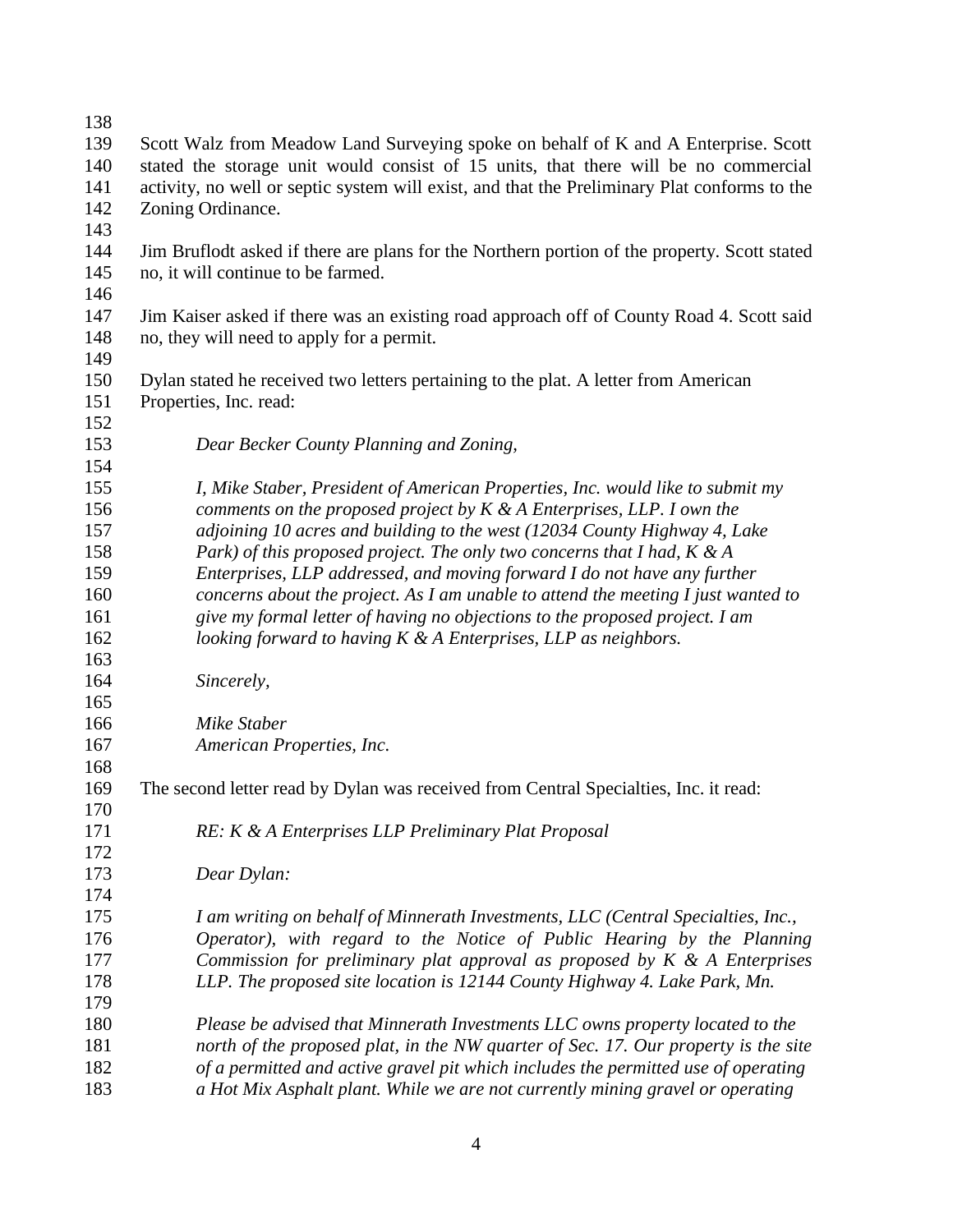Scott Walz from Meadow Land Surveying spoke on behalf of K and A Enterprise. Scott stated the storage unit would consist of 15 units, that there will be no commercial activity, no well or septic system will exist, and that the Preliminary Plat conforms to the Zoning Ordinance.

Jim Bruflodt asked if there are plans for the Northern portion of the property. Scott stated no, it will continue to be farmed.

Jim Kaiser asked if there was an existing road approach off of County Road 4. Scott said no, they will need to apply for a permit.

Dylan stated he received two letters pertaining to the plat. A letter from American Properties, Inc. read:

> *Dear Becker County Planning and Zoning,*
>
> *I, Mike Staber, President of American Properties, Inc. would like to submit my comments on the proposed project by K & A Enterprises, LLP. I own the adjoining 10 acres and building to the west (12034 County Highway 4, Lake Park) of this proposed project. The only two concerns that I had, K & A Enterprises, LLP addressed, and moving forward I do not have any further concerns about the project. As I am unable to attend the meeting I just wanted to give my formal letter of having no objections to the proposed project. I am looking forward to having K & A Enterprises, LLP as neighbors.*
>
> *Sincerely,*
>
> *Mike Staber*
> *American Properties, Inc.*

The second letter read by Dylan was received from Central Specialties, Inc. it read:

> *RE: K & A Enterprises LLP Preliminary Plat Proposal*
>
> *Dear Dylan:*
>
> *I am writing on behalf of Minnerath Investments, LLC (Central Specialties, Inc., Operator), with regard to the Notice of Public Hearing by the Planning Commission for preliminary plat approval as proposed by K & A Enterprises LLP. The proposed site location is 12144 County Highway 4. Lake Park, Mn.*
>
> *Please be advised that Minnerath Investments LLC owns property located to the north of the proposed plat, in the NW quarter of Sec. 17. Our property is the site of a permitted and active gravel pit which includes the permitted use of operating a Hot Mix Asphalt plant. While we are not currently mining gravel or operating*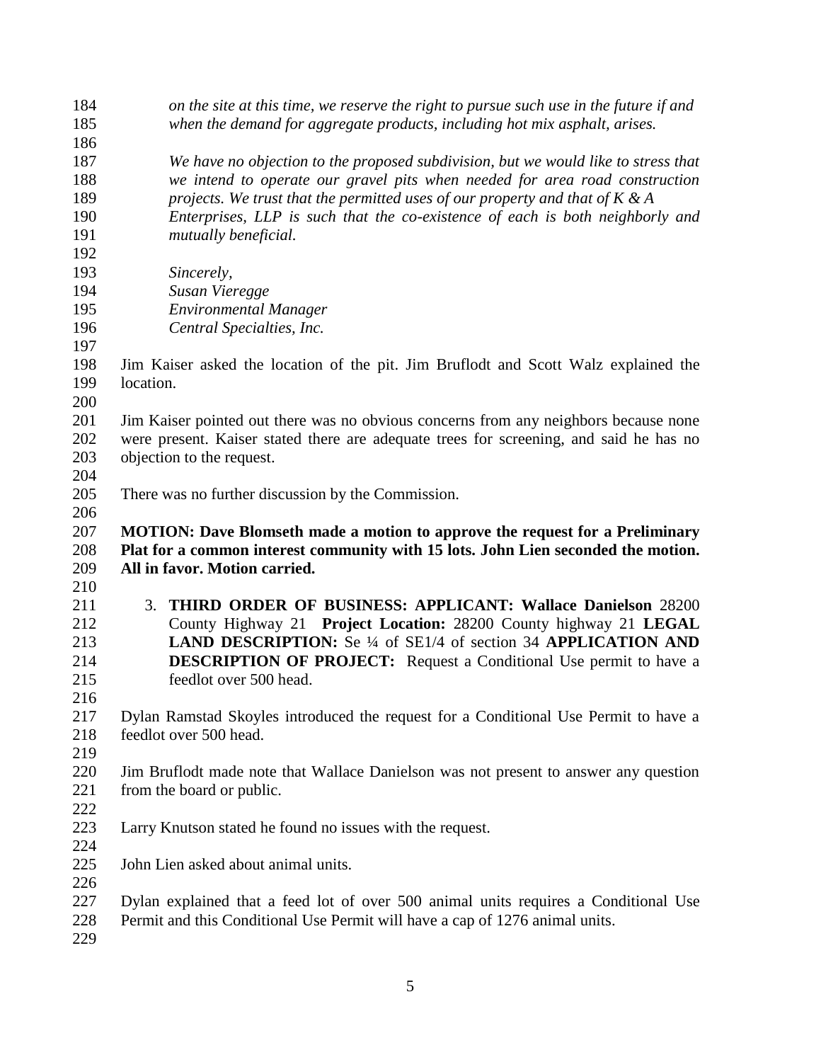*on the site at this time, we reserve the right to pursue such use in the future if and when the demand for aggregate products, including hot mix asphalt, arises.*

*We have no objection to the proposed subdivision, but we would like to stress that we intend to operate our gravel pits when needed for area road construction projects. We trust that the permitted uses of our property and that of K & A Enterprises, LLP is such that the co-existence of each is both neighborly and mutually beneficial.*

*Sincerely,*
*Susan Vieregge*
*Environmental Manager*
*Central Specialties, Inc.*

Jim Kaiser asked the location of the pit. Jim Bruflodt and Scott Walz explained the location.

Jim Kaiser pointed out there was no obvious concerns from any neighbors because none were present. Kaiser stated there are adequate trees for screening, and said he has no objection to the request.

There was no further discussion by the Commission.

**MOTION: Dave Blomseth made a motion to approve the request for a Preliminary Plat for a common interest community with 15 lots. John Lien seconded the motion. All in favor. Motion carried.**

3. **THIRD ORDER OF BUSINESS: APPLICANT: Wallace Danielson** 28200 County Highway 21 **Project Location:** 28200 County highway 21 **LEGAL LAND DESCRIPTION:** Se ¼ of SE1/4 of section 34 **APPLICATION AND DESCRIPTION OF PROJECT:** Request a Conditional Use permit to have a feedlot over 500 head.

Dylan Ramstad Skoyles introduced the request for a Conditional Use Permit to have a feedlot over 500 head.

Jim Bruflodt made note that Wallace Danielson was not present to answer any question from the board or public.

Larry Knutson stated he found no issues with the request.

John Lien asked about animal units.

Dylan explained that a feed lot of over 500 animal units requires a Conditional Use Permit and this Conditional Use Permit will have a cap of 1276 animal units.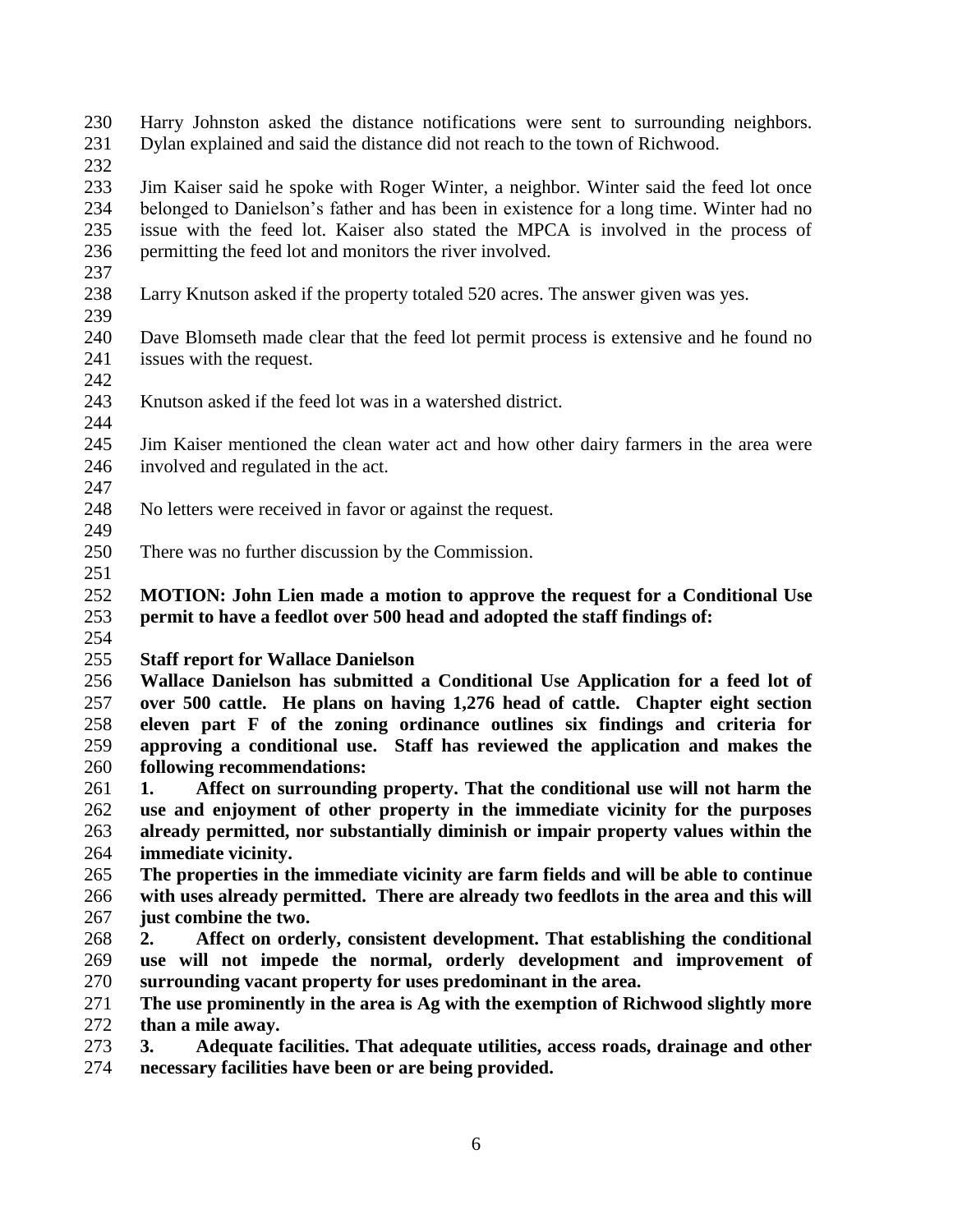Harry Johnston asked the distance notifications were sent to surrounding neighbors. Dylan explained and said the distance did not reach to the town of Richwood.

Jim Kaiser said he spoke with Roger Winter, a neighbor. Winter said the feed lot once belonged to Danielson's father and has been in existence for a long time. Winter had no issue with the feed lot. Kaiser also stated the MPCA is involved in the process of permitting the feed lot and monitors the river involved.

Larry Knutson asked if the property totaled 520 acres. The answer given was yes.

Dave Blomseth made clear that the feed lot permit process is extensive and he found no issues with the request.

Knutson asked if the feed lot was in a watershed district.

Jim Kaiser mentioned the clean water act and how other dairy farmers in the area were involved and regulated in the act.

No letters were received in favor or against the request.

There was no further discussion by the Commission.

**MOTION: John Lien made a motion to approve the request for a Conditional Use permit to have a feedlot over 500 head and adopted the staff findings of:**

**Staff report for Wallace Danielson**

**Wallace Danielson has submitted a Conditional Use Application for a feed lot of over 500 cattle. He plans on having 1,276 head of cattle. Chapter eight section eleven part F of the zoning ordinance outlines six findings and criteria for approving a conditional use. Staff has reviewed the application and makes the following recommendations:**

**1. Affect on surrounding property. That the conditional use will not harm the use and enjoyment of other property in the immediate vicinity for the purposes already permitted, nor substantially diminish or impair property values within the immediate vicinity.**

**The properties in the immediate vicinity are farm fields and will be able to continue with uses already permitted. There are already two feedlots in the area and this will just combine the two.**

**2. Affect on orderly, consistent development. That establishing the conditional use will not impede the normal, orderly development and improvement of surrounding vacant property for uses predominant in the area.**

**The use prominently in the area is Ag with the exemption of Richwood slightly more than a mile away.**

**3. Adequate facilities. That adequate utilities, access roads, drainage and other necessary facilities have been or are being provided.**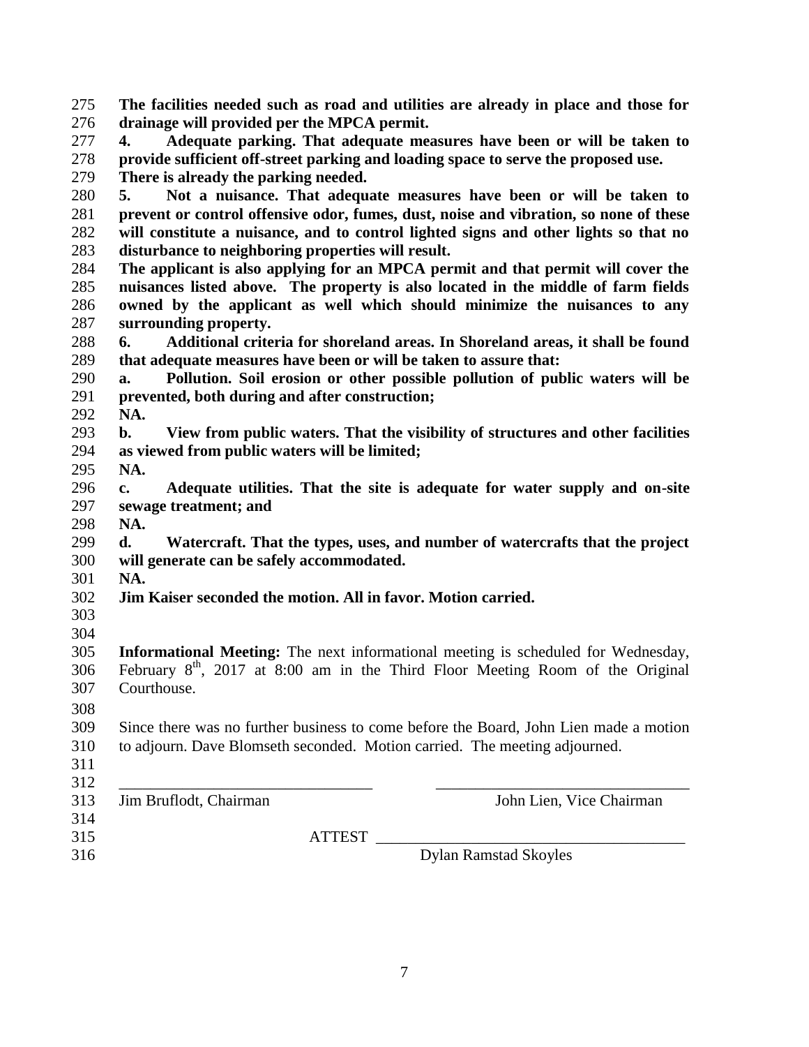**The facilities needed such as road and utilities are already in place and those for drainage will provided per the MPCA permit.**

**4. Adequate parking. That adequate measures have been or will be taken to provide sufficient off-street parking and loading space to serve the proposed use.**

**There is already the parking needed.**

**5. Not a nuisance. That adequate measures have been or will be taken to prevent or control offensive odor, fumes, dust, noise and vibration, so none of these will constitute a nuisance, and to control lighted signs and other lights so that no disturbance to neighboring properties will result.**

**The applicant is also applying for an MPCA permit and that permit will cover the nuisances listed above. The property is also located in the middle of farm fields owned by the applicant as well which should minimize the nuisances to any surrounding property.**

**6. Additional criteria for shoreland areas. In Shoreland areas, it shall be found that adequate measures have been or will be taken to assure that:**

**a. Pollution. Soil erosion or other possible pollution of public waters will be prevented, both during and after construction;**

**NA.**

**b. View from public waters. That the visibility of structures and other facilities as viewed from public waters will be limited;**

**NA.**

**c. Adequate utilities. That the site is adequate for water supply and on-site sewage treatment; and**

**NA.**

**d. Watercraft. That the types, uses, and number of watercrafts that the project will generate can be safely accommodated.**

**NA.**

**Jim Kaiser seconded the motion. All in favor. Motion carried.**

**Informational Meeting:** The next informational meeting is scheduled for Wednesday, February 8th, 2017 at 8:00 am in the Third Floor Meeting Room of the Original Courthouse.

Since there was no further business to come before the Board, John Lien made a motion to adjourn. Dave Blomseth seconded. Motion carried. The meeting adjourned.

_______________________________ _______________________________

Jim Bruflodt, Chairman John Lien, Vice Chairman

ATTEST _______________________________________

Dylan Ramstad Skoyles